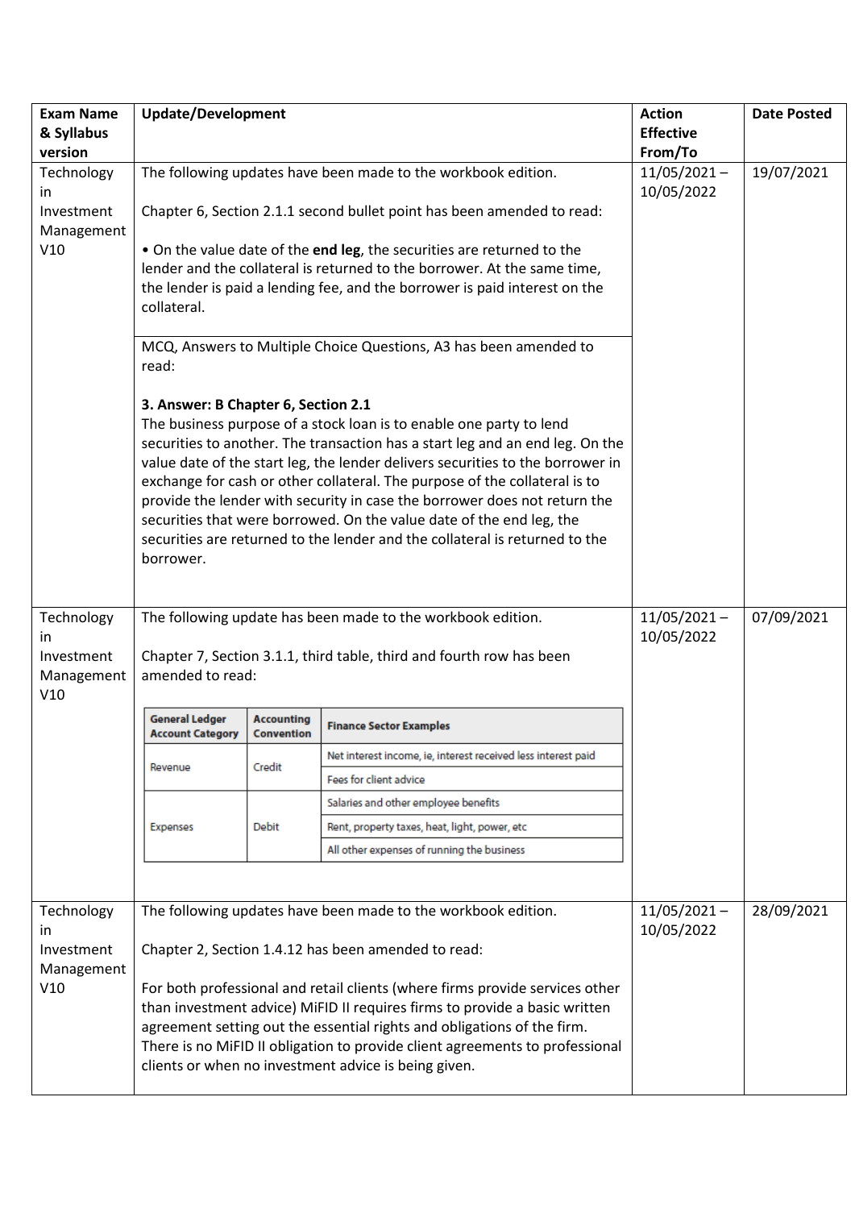| Exam Name & Syllabus version | Update/Development | Action Effective From/To | Date Posted |
|---|---|---|---|
| Technology in Investment Management V10 | The following updates have been made to the workbook edition.<br><br>Chapter 6, Section 2.1.1 second bullet point has been amended to read:<br><br>• On the value date of the **end leg**, the securities are returned to the lender and the collateral is returned to the borrower. At the same time, the lender is paid a lending fee, and the borrower is paid interest on the collateral.<br><br>MCQ, Answers to Multiple Choice Questions, A3 has been amended to read:<br><br>**3. Answer: B Chapter 6, Section 2.1**<br>The business purpose of a stock loan is to enable one party to lend securities to another. The transaction has a start leg and an end leg. On the value date of the start leg, the lender delivers securities to the borrower in exchange for cash or other collateral. The purpose of the collateral is to provide the lender with security in case the borrower does not return the securities that were borrowed. On the value date of the end leg, the securities are returned to the lender and the collateral is returned to the borrower. | 11/05/2021 – 10/05/2022 | 19/07/2021 |
| Technology in Investment Management V10 | The following update has been made to the workbook edition.<br><br>Chapter 7, Section 3.1.1, third table, third and fourth row has been amended to read:<br><br>**General Ledger Account Category** / **Accounting Convention** / **Finance Sector Examples**<br>Revenue / Credit / Net interest income, ie, interest received less interest paid; Fees for client advice<br>Expenses / Debit / Salaries and other employee benefits; Rent, property taxes, heat, light, power, etc; All other expenses of running the business | 11/05/2021 – 10/05/2022 | 07/09/2021 |
| Technology in Investment Management V10 | The following updates have been made to the workbook edition.<br><br>Chapter 2, Section 1.4.12 has been amended to read:<br><br>For both professional and retail clients (where firms provide services other than investment advice) MiFID II requires firms to provide a basic written agreement setting out the essential rights and obligations of the firm. There is no MiFID II obligation to provide client agreements to professional clients or when no investment advice is being given. | 11/05/2021 – 10/05/2022 | 28/09/2021 |

Embedded table (Chapter 7, Section 3.1.1):

| General Ledger Account Category | Accounting Convention | Finance Sector Examples |
|---|---|---|
| Revenue | Credit | Net interest income, ie, interest received less interest paid |
| | | Fees for client advice |
| Expenses | Debit | Salaries and other employee benefits |
| | | Rent, property taxes, heat, light, power, etc |
| | | All other expenses of running the business |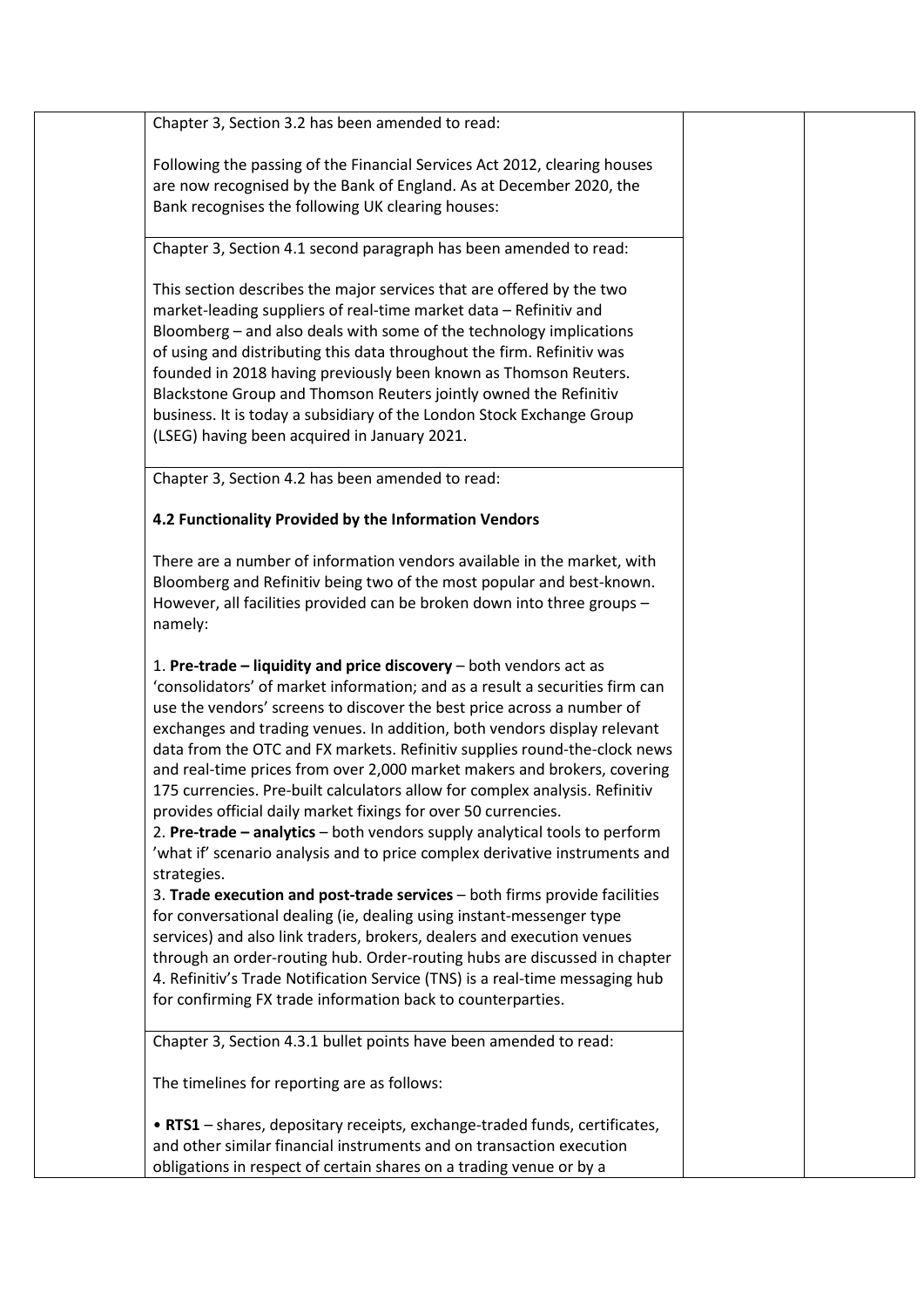| | | | |
|---|---|---|---|
| | Chapter 3, Section 3.2 has been amended to read:<br><br>Following the passing of the Financial Services Act 2012, clearing houses are now recognised by the Bank of England. As at December 2020, the Bank recognises the following UK clearing houses: | | |
| | Chapter 3, Section 4.1 second paragraph has been amended to read:<br><br>This section describes the major services that are offered by the two market-leading suppliers of real-time market data – Refinitiv and Bloomberg – and also deals with some of the technology implications of using and distributing this data throughout the firm. Refinitiv was founded in 2018 having previously been known as Thomson Reuters. Blackstone Group and Thomson Reuters jointly owned the Refinitiv business. It is today a subsidiary of the London Stock Exchange Group (LSEG) having been acquired in January 2021. | | |
| | Chapter 3, Section 4.2 has been amended to read:<br><br>**4.2 Functionality Provided by the Information Vendors**<br><br>There are a number of information vendors available in the market, with Bloomberg and Refinitiv being two of the most popular and best-known. However, all facilities provided can be broken down into three groups – namely:<br><br>1. **Pre-trade – liquidity and price discovery** – both vendors act as 'consolidators' of market information; and as a result a securities firm can use the vendors' screens to discover the best price across a number of exchanges and trading venues. In addition, both vendors display relevant data from the OTC and FX markets. Refinitiv supplies round-the-clock news and real-time prices from over 2,000 market makers and brokers, covering 175 currencies. Pre-built calculators allow for complex analysis. Refinitiv provides official daily market fixings for over 50 currencies.<br>2. **Pre-trade – analytics** – both vendors supply analytical tools to perform 'what if' scenario analysis and to price complex derivative instruments and strategies.<br>3. **Trade execution and post-trade services** – both firms provide facilities for conversational dealing (ie, dealing using instant-messenger type services) and also link traders, brokers, dealers and execution venues through an order-routing hub. Order-routing hubs are discussed in chapter 4. Refinitiv's Trade Notification Service (TNS) is a real-time messaging hub for confirming FX trade information back to counterparties. | | |
| | Chapter 3, Section 4.3.1 bullet points have been amended to read:<br><br>The timelines for reporting are as follows:<br><br>• **RTS1** – shares, depositary receipts, exchange-traded funds, certificates, and other similar financial instruments and on transaction execution obligations in respect of certain shares on a trading venue or by a | | |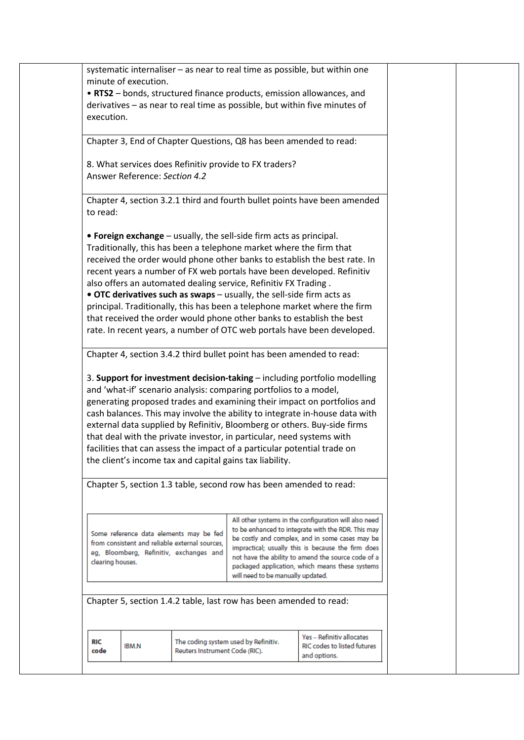systematic internaliser – as near to real time as possible, but within one minute of execution.

• **RTS2** – bonds, structured finance products, emission allowances, and derivatives – as near to real time as possible, but within five minutes of execution.

Chapter 3, End of Chapter Questions, Q8 has been amended to read:

8. What services does Refinitiv provide to FX traders?
Answer Reference: *Section 4.2*

Chapter 4, section 3.2.1 third and fourth bullet points have been amended to read:

• **Foreign exchange** – usually, the sell-side firm acts as principal. Traditionally, this has been a telephone market where the firm that received the order would phone other banks to establish the best rate. In recent years a number of FX web portals have been developed. Refinitiv also offers an automated dealing service, Refinitiv FX Trading .

• **OTC derivatives such as swaps** – usually, the sell-side firm acts as principal. Traditionally, this has been a telephone market where the firm that received the order would phone other banks to establish the best rate. In recent years, a number of OTC web portals have been developed.

Chapter 4, section 3.4.2 third bullet point has been amended to read:

3. **Support for investment decision-taking** – including portfolio modelling and 'what-if' scenario analysis: comparing portfolios to a model, generating proposed trades and examining their impact on portfolios and cash balances. This may involve the ability to integrate in-house data with external data supplied by Refinitiv, Bloomberg or others. Buy-side firms that deal with the private investor, in particular, need systems with facilities that can assess the impact of a particular potential trade on the client's income tax and capital gains tax liability.

Chapter 5, section 1.3 table, second row has been amended to read:

| | |
|---|---|
| Some reference data elements may be fed from consistent and reliable external sources, eg, Bloomberg, Refinitiv, exchanges and clearing houses. | All other systems in the configuration will also need to be enhanced to integrate with the RDR. This may be costly and complex, and in some cases may be impractical; usually this is because the firm does not have the ability to amend the source code of a packaged application, which means these systems will need to be manually updated. |

Chapter 5, section 1.4.2 table, last row has been amended to read:

| | | | |
|---|---|---|---|
| **RIC code** | IBM.N | The coding system used by Refinitiv. Reuters Instrument Code (RIC). | Yes – Refinitiv allocates RIC codes to listed futures and options. |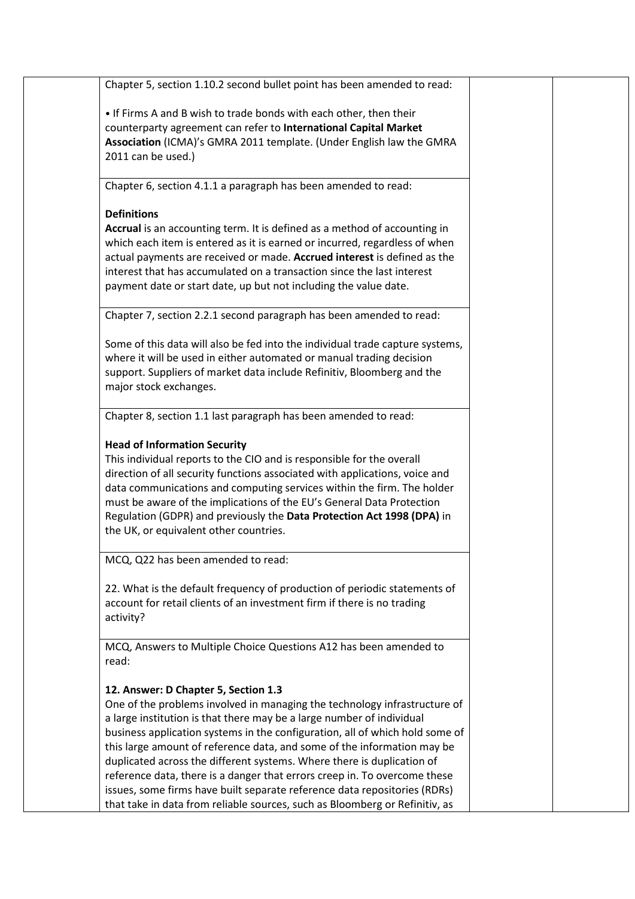| | | | |
|---|---|---|---|
| | Chapter 5, section 1.10.2 second bullet point has been amended to read:<br><br>• If Firms A and B wish to trade bonds with each other, then their counterparty agreement can refer to **International Capital Market Association** (ICMA)'s GMRA 2011 template. (Under English law the GMRA 2011 can be used.) | | |
| | Chapter 6, section 4.1.1 a paragraph has been amended to read:<br><br>**Definitions**<br>**Accrual** is an accounting term. It is defined as a method of accounting in which each item is entered as it is earned or incurred, regardless of when actual payments are received or made. **Accrued interest** is defined as the interest that has accumulated on a transaction since the last interest payment date or start date, up but not including the value date. | | |
| | Chapter 7, section 2.2.1 second paragraph has been amended to read:<br><br>Some of this data will also be fed into the individual trade capture systems, where it will be used in either automated or manual trading decision support. Suppliers of market data include Refinitiv, Bloomberg and the major stock exchanges. | | |
| | Chapter 8, section 1.1 last paragraph has been amended to read:<br><br>**Head of Information Security**<br>This individual reports to the CIO and is responsible for the overall direction of all security functions associated with applications, voice and data communications and computing services within the firm. The holder must be aware of the implications of the EU's General Data Protection Regulation (GDPR) and previously the **Data Protection Act 1998 (DPA)** in the UK, or equivalent other countries. | | |
| | MCQ, Q22 has been amended to read:<br><br>22. What is the default frequency of production of periodic statements of account for retail clients of an investment firm if there is no trading activity? | | |
| | MCQ, Answers to Multiple Choice Questions A12 has been amended to read:<br><br>**12. Answer: D Chapter 5, Section 1.3**<br>One of the problems involved in managing the technology infrastructure of a large institution is that there may be a large number of individual business application systems in the configuration, all of which hold some of this large amount of reference data, and some of the information may be duplicated across the different systems. Where there is duplication of reference data, there is a danger that errors creep in. To overcome these issues, some firms have built separate reference data repositories (RDRs) that take in data from reliable sources, such as Bloomberg or Refinitiv, as | | |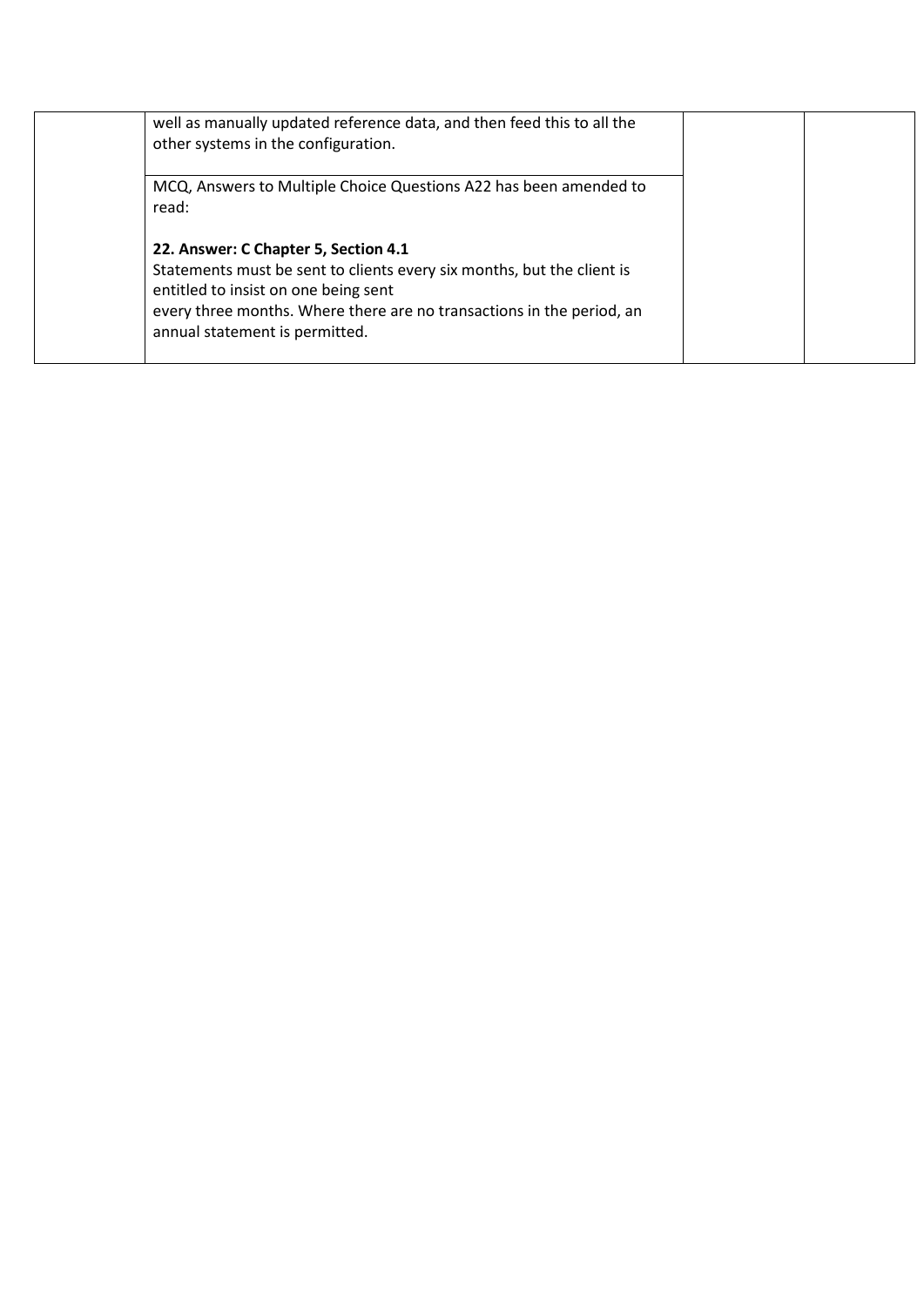| | | | |
|---|---|---|---|
| | well as manually updated reference data, and then feed this to all the other systems in the configuration. | | |
| | MCQ, Answers to Multiple Choice Questions A22 has been amended to read:<br><br>**22. Answer: C Chapter 5, Section 4.1**<br>Statements must be sent to clients every six months, but the client is entitled to insist on one being sent<br>every three months. Where there are no transactions in the period, an annual statement is permitted. | | |